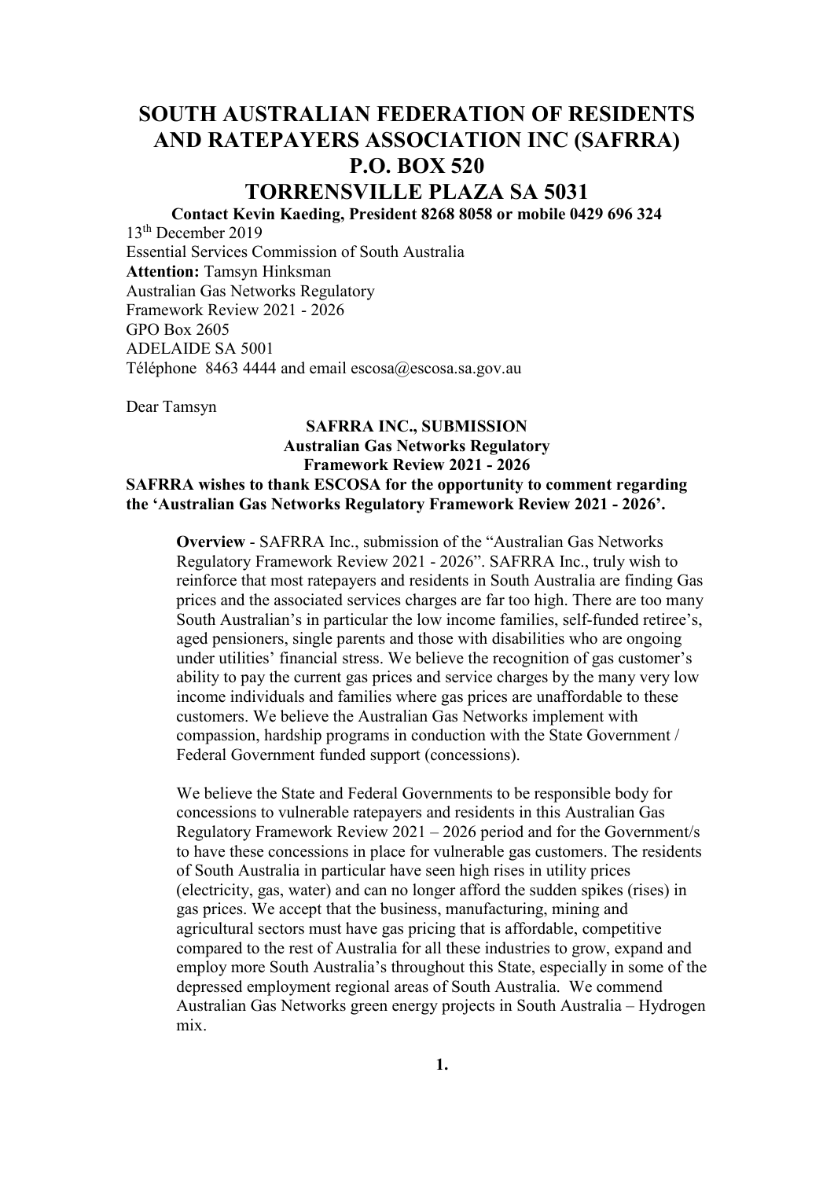# SOUTH AUSTRALIAN FEDERATION OF RESIDENTS AND RATEPAYERS ASSOCIATION INC (SAFRRA)
# P.O. BOX 520
# TORRENSVILLE PLAZA SA 5031

**Contact Kevin Kaeding, President 8268 8058 or mobile 0429 696 324**

13th December 2019
Essential Services Commission of South Australia
**Attention:** Tamsyn Hinksman
Australian Gas Networks Regulatory
Framework Review 2021 - 2026
GPO Box 2605
ADELAIDE SA 5001
Téléphone 8463 4444 and email escosa@escosa.sa.gov.au

Dear Tamsyn

**SAFRRA INC., SUBMISSION**
**Australian Gas Networks Regulatory**
**Framework Review 2021 - 2026**

**SAFRRA wishes to thank ESCOSA for the opportunity to comment regarding the 'Australian Gas Networks Regulatory Framework Review 2021 - 2026'.**

**Overview** - SAFRRA Inc., submission of the "Australian Gas Networks Regulatory Framework Review 2021 - 2026". SAFRRA Inc., truly wish to reinforce that most ratepayers and residents in South Australia are finding Gas prices and the associated services charges are far too high. There are too many South Australian's in particular the low income families, self-funded retiree's, aged pensioners, single parents and those with disabilities who are ongoing under utilities' financial stress. We believe the recognition of gas customer's ability to pay the current gas prices and service charges by the many very low income individuals and families where gas prices are unaffordable to these customers. We believe the Australian Gas Networks implement with compassion, hardship programs in conduction with the State Government / Federal Government funded support (concessions).

We believe the State and Federal Governments to be responsible body for concessions to vulnerable ratepayers and residents in this Australian Gas Regulatory Framework Review 2021 – 2026 period and for the Government/s to have these concessions in place for vulnerable gas customers. The residents of South Australia in particular have seen high rises in utility prices (electricity, gas, water) and can no longer afford the sudden spikes (rises) in gas prices. We accept that the business, manufacturing, mining and agricultural sectors must have gas pricing that is affordable, competitive compared to the rest of Australia for all these industries to grow, expand and employ more South Australia's throughout this State, especially in some of the depressed employment regional areas of South Australia. We commend Australian Gas Networks green energy projects in South Australia – Hydrogen mix.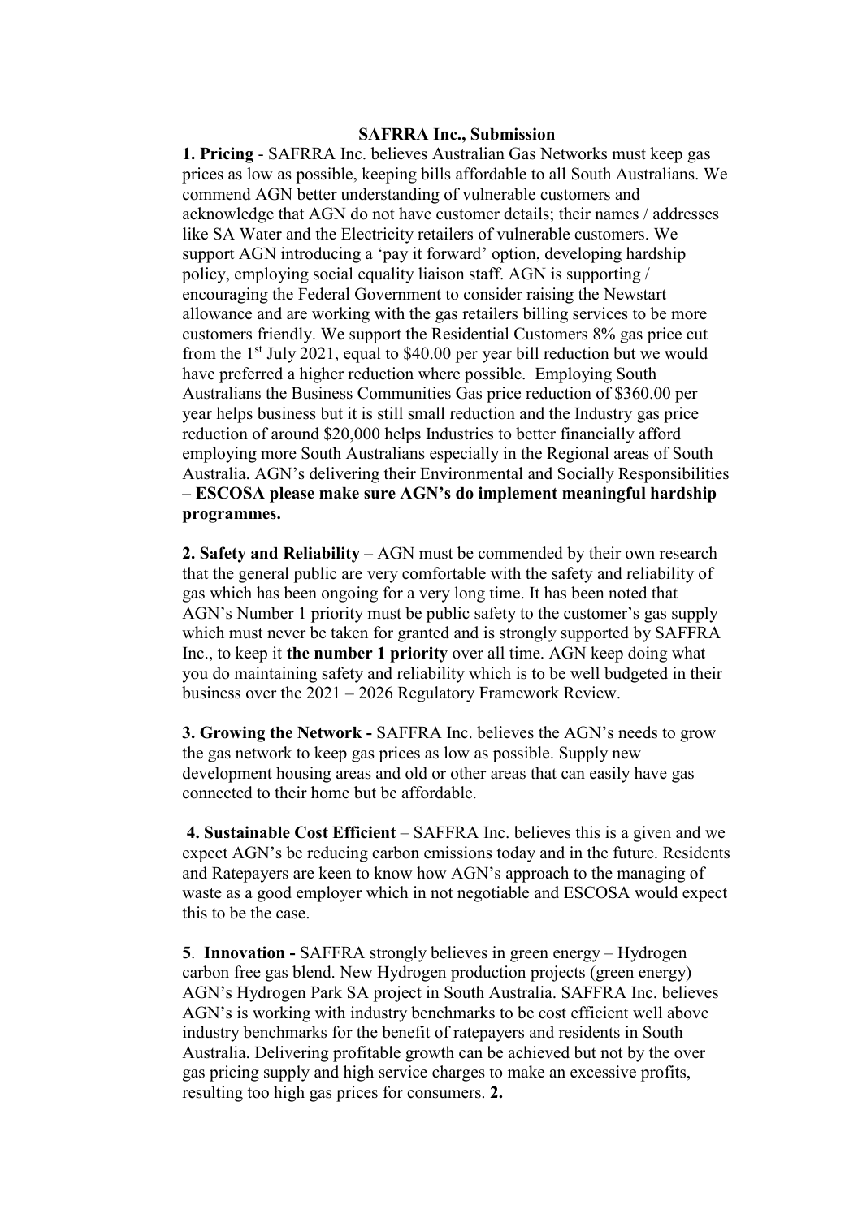**SAFRRA Inc., Submission**

**1. Pricing** - SAFRRA Inc. believes Australian Gas Networks must keep gas prices as low as possible, keeping bills affordable to all South Australians. We commend AGN better understanding of vulnerable customers and acknowledge that AGN do not have customer details; their names / addresses like SA Water and the Electricity retailers of vulnerable customers. We support AGN introducing a 'pay it forward' option, developing hardship policy, employing social equality liaison staff. AGN is supporting / encouraging the Federal Government to consider raising the Newstart allowance and are working with the gas retailers billing services to be more customers friendly. We support the Residential Customers 8% gas price cut from the 1st July 2021, equal to $40.00 per year bill reduction but we would have preferred a higher reduction where possible. Employing South Australians the Business Communities Gas price reduction of $360.00 per year helps business but it is still small reduction and the Industry gas price reduction of around $20,000 helps Industries to better financially afford employing more South Australians especially in the Regional areas of South Australia. AGN's delivering their Environmental and Socially Responsibilities – **ESCOSA please make sure AGN's do implement meaningful hardship programmes.**

**2. Safety and Reliability** – AGN must be commended by their own research that the general public are very comfortable with the safety and reliability of gas which has been ongoing for a very long time. It has been noted that AGN's Number 1 priority must be public safety to the customer's gas supply which must never be taken for granted and is strongly supported by SAFFRA Inc., to keep it **the number 1 priority** over all time. AGN keep doing what you do maintaining safety and reliability which is to be well budgeted in their business over the 2021 – 2026 Regulatory Framework Review.

**3. Growing the Network -** SAFFRA Inc. believes the AGN's needs to grow the gas network to keep gas prices as low as possible. Supply new development housing areas and old or other areas that can easily have gas connected to their home but be affordable.

**4. Sustainable Cost Efficient** – SAFFRA Inc. believes this is a given and we expect AGN's be reducing carbon emissions today and in the future. Residents and Ratepayers are keen to know how AGN's approach to the managing of waste as a good employer which in not negotiable and ESCOSA would expect this to be the case.

**5**. **Innovation -** SAFFRA strongly believes in green energy – Hydrogen carbon free gas blend. New Hydrogen production projects (green energy) AGN's Hydrogen Park SA project in South Australia. SAFFRA Inc. believes AGN's is working with industry benchmarks to be cost efficient well above industry benchmarks for the benefit of ratepayers and residents in South Australia. Delivering profitable growth can be achieved but not by the over gas pricing supply and high service charges to make an excessive profits, resulting too high gas prices for consumers. **2.**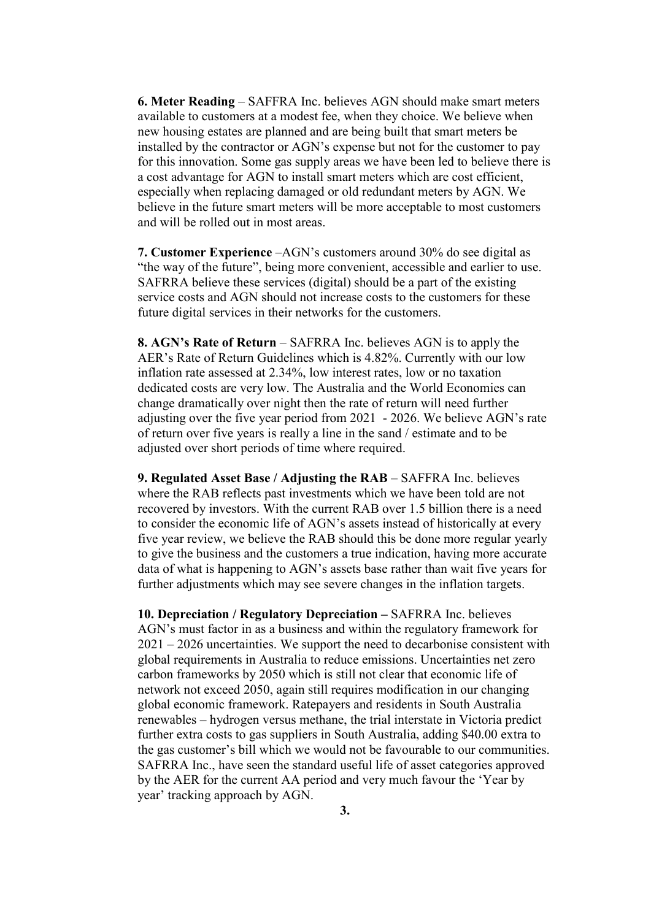**6. Meter Reading** – SAFFRA Inc. believes AGN should make smart meters available to customers at a modest fee, when they choice. We believe when new housing estates are planned and are being built that smart meters be installed by the contractor or AGN's expense but not for the customer to pay for this innovation. Some gas supply areas we have been led to believe there is a cost advantage for AGN to install smart meters which are cost efficient, especially when replacing damaged or old redundant meters by AGN. We believe in the future smart meters will be more acceptable to most customers and will be rolled out in most areas.

**7. Customer Experience** –AGN's customers around 30% do see digital as "the way of the future", being more convenient, accessible and earlier to use. SAFRRA believe these services (digital) should be a part of the existing service costs and AGN should not increase costs to the customers for these future digital services in their networks for the customers.

**8. AGN's Rate of Return** – SAFRRA Inc. believes AGN is to apply the AER's Rate of Return Guidelines which is 4.82%. Currently with our low inflation rate assessed at 2.34%, low interest rates, low or no taxation dedicated costs are very low. The Australia and the World Economies can change dramatically over night then the rate of return will need further adjusting over the five year period from 2021 - 2026. We believe AGN's rate of return over five years is really a line in the sand / estimate and to be adjusted over short periods of time where required.

**9. Regulated Asset Base / Adjusting the RAB** – SAFFRA Inc. believes where the RAB reflects past investments which we have been told are not recovered by investors. With the current RAB over 1.5 billion there is a need to consider the economic life of AGN's assets instead of historically at every five year review, we believe the RAB should this be done more regular yearly to give the business and the customers a true indication, having more accurate data of what is happening to AGN's assets base rather than wait five years for further adjustments which may see severe changes in the inflation targets.

**10. Depreciation / Regulatory Depreciation –** SAFRRA Inc. believes AGN's must factor in as a business and within the regulatory framework for 2021 – 2026 uncertainties. We support the need to decarbonise consistent with global requirements in Australia to reduce emissions. Uncertainties net zero carbon frameworks by 2050 which is still not clear that economic life of network not exceed 2050, again still requires modification in our changing global economic framework. Ratepayers and residents in South Australia renewables – hydrogen versus methane, the trial interstate in Victoria predict further extra costs to gas suppliers in South Australia, adding $40.00 extra to the gas customer's bill which we would not be favourable to our communities. SAFRRA Inc., have seen the standard useful life of asset categories approved by the AER for the current AA period and very much favour the 'Year by year' tracking approach by AGN.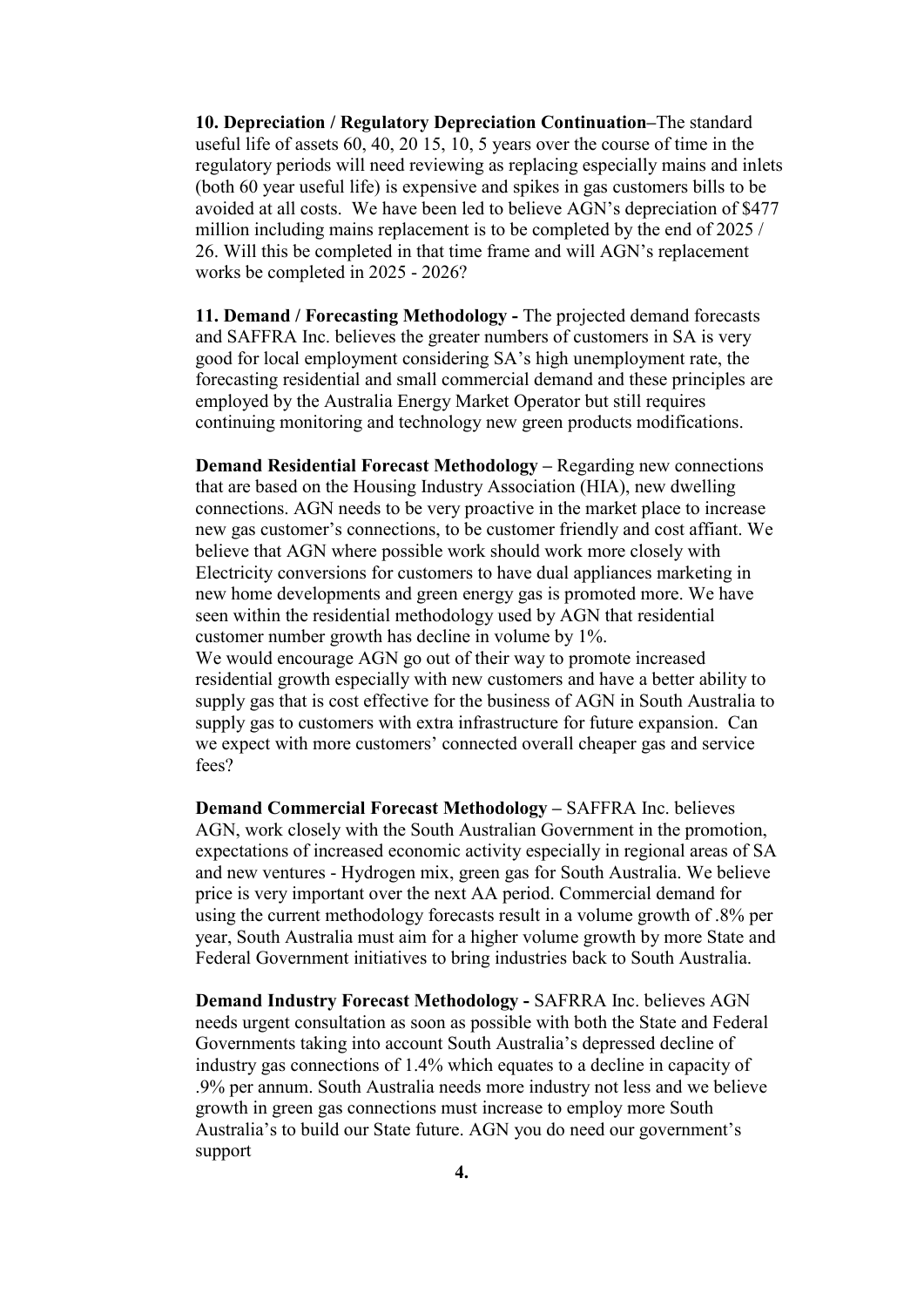**10. Depreciation / Regulatory Depreciation Continuation–**The standard useful life of assets 60, 40, 20 15, 10, 5 years over the course of time in the regulatory periods will need reviewing as replacing especially mains and inlets (both 60 year useful life) is expensive and spikes in gas customers bills to be avoided at all costs. We have been led to believe AGN's depreciation of $477 million including mains replacement is to be completed by the end of 2025 / 26. Will this be completed in that time frame and will AGN's replacement works be completed in 2025 - 2026?

**11. Demand / Forecasting Methodology -** The projected demand forecasts and SAFFRA Inc. believes the greater numbers of customers in SA is very good for local employment considering SA's high unemployment rate, the forecasting residential and small commercial demand and these principles are employed by the Australia Energy Market Operator but still requires continuing monitoring and technology new green products modifications.

**Demand Residential Forecast Methodology –** Regarding new connections that are based on the Housing Industry Association (HIA), new dwelling connections. AGN needs to be very proactive in the market place to increase new gas customer's connections, to be customer friendly and cost affiant. We believe that AGN where possible work should work more closely with Electricity conversions for customers to have dual appliances marketing in new home developments and green energy gas is promoted more. We have seen within the residential methodology used by AGN that residential customer number growth has decline in volume by 1%.
We would encourage AGN go out of their way to promote increased residential growth especially with new customers and have a better ability to supply gas that is cost effective for the business of AGN in South Australia to supply gas to customers with extra infrastructure for future expansion. Can we expect with more customers' connected overall cheaper gas and service fees?

**Demand Commercial Forecast Methodology –** SAFFRA Inc. believes AGN, work closely with the South Australian Government in the promotion, expectations of increased economic activity especially in regional areas of SA and new ventures - Hydrogen mix, green gas for South Australia. We believe price is very important over the next AA period. Commercial demand for using the current methodology forecasts result in a volume growth of .8% per year, South Australia must aim for a higher volume growth by more State and Federal Government initiatives to bring industries back to South Australia.

**Demand Industry Forecast Methodology -** SAFRRA Inc. believes AGN needs urgent consultation as soon as possible with both the State and Federal Governments taking into account South Australia's depressed decline of industry gas connections of 1.4% which equates to a decline in capacity of .9% per annum. South Australia needs more industry not less and we believe growth in green gas connections must increase to employ more South Australia's to build our State future. AGN you do need our government's support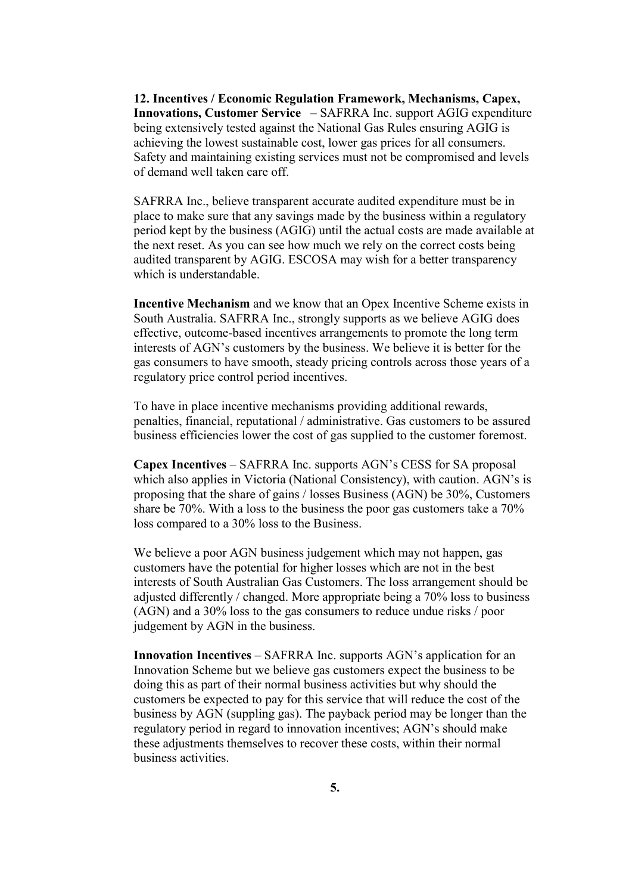**12. Incentives / Economic Regulation Framework, Mechanisms, Capex, Innovations, Customer Service** – SAFRRA Inc. support AGIG expenditure being extensively tested against the National Gas Rules ensuring AGIG is achieving the lowest sustainable cost, lower gas prices for all consumers. Safety and maintaining existing services must not be compromised and levels of demand well taken care off.

SAFRRA Inc., believe transparent accurate audited expenditure must be in place to make sure that any savings made by the business within a regulatory period kept by the business (AGIG) until the actual costs are made available at the next reset. As you can see how much we rely on the correct costs being audited transparent by AGIG. ESCOSA may wish for a better transparency which is understandable.

**Incentive Mechanism** and we know that an Opex Incentive Scheme exists in South Australia. SAFRRA Inc., strongly supports as we believe AGIG does effective, outcome-based incentives arrangements to promote the long term interests of AGN's customers by the business. We believe it is better for the gas consumers to have smooth, steady pricing controls across those years of a regulatory price control period incentives.

To have in place incentive mechanisms providing additional rewards, penalties, financial, reputational / administrative. Gas customers to be assured business efficiencies lower the cost of gas supplied to the customer foremost.

**Capex Incentives** – SAFRRA Inc. supports AGN's CESS for SA proposal which also applies in Victoria (National Consistency), with caution. AGN's is proposing that the share of gains / losses Business (AGN) be 30%, Customers share be 70%. With a loss to the business the poor gas customers take a 70% loss compared to a 30% loss to the Business.

We believe a poor AGN business judgement which may not happen, gas customers have the potential for higher losses which are not in the best interests of South Australian Gas Customers. The loss arrangement should be adjusted differently / changed. More appropriate being a 70% loss to business (AGN) and a 30% loss to the gas consumers to reduce undue risks / poor judgement by AGN in the business.

**Innovation Incentives** – SAFRRA Inc. supports AGN's application for an Innovation Scheme but we believe gas customers expect the business to be doing this as part of their normal business activities but why should the customers be expected to pay for this service that will reduce the cost of the business by AGN (suppling gas). The payback period may be longer than the regulatory period in regard to innovation incentives; AGN's should make these adjustments themselves to recover these costs, within their normal business activities.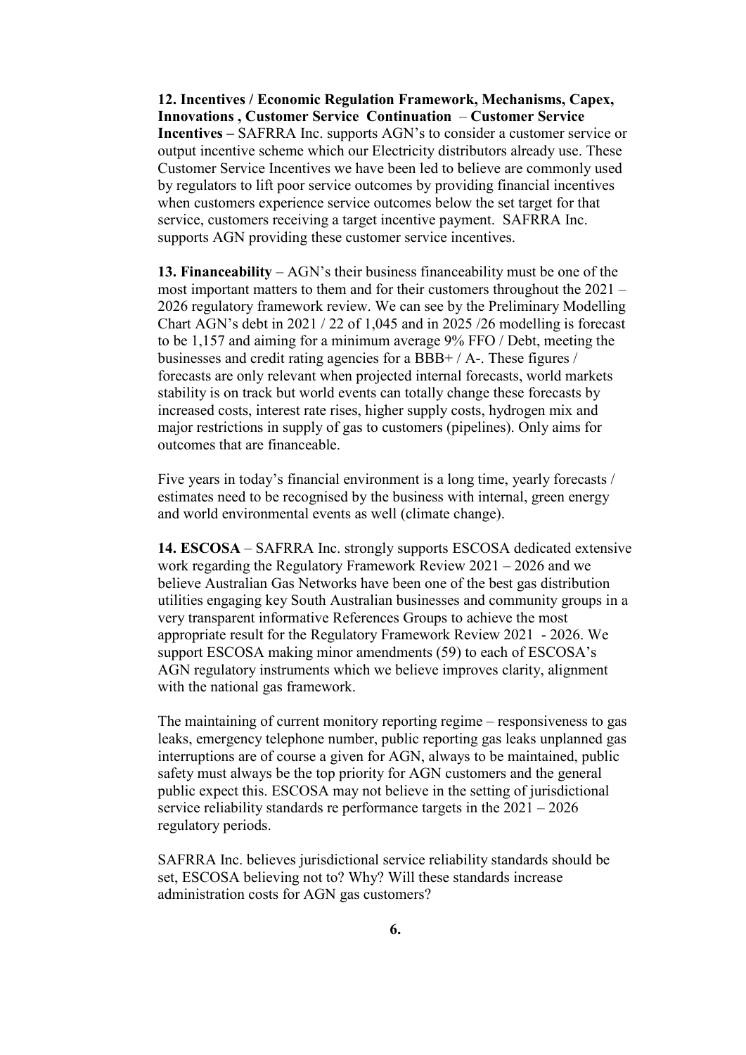**12. Incentives / Economic Regulation Framework, Mechanisms, Capex, Innovations , Customer Service Continuation – Customer Service Incentives –** SAFRRA Inc. supports AGN's to consider a customer service or output incentive scheme which our Electricity distributors already use. These Customer Service Incentives we have been led to believe are commonly used by regulators to lift poor service outcomes by providing financial incentives when customers experience service outcomes below the set target for that service, customers receiving a target incentive payment. SAFRRA Inc. supports AGN providing these customer service incentives.

**13. Financeability** – AGN's their business financeability must be one of the most important matters to them and for their customers throughout the 2021 – 2026 regulatory framework review. We can see by the Preliminary Modelling Chart AGN's debt in 2021 / 22 of 1,045 and in 2025 /26 modelling is forecast to be 1,157 and aiming for a minimum average 9% FFO / Debt, meeting the businesses and credit rating agencies for a BBB+ / A-. These figures / forecasts are only relevant when projected internal forecasts, world markets stability is on track but world events can totally change these forecasts by increased costs, interest rate rises, higher supply costs, hydrogen mix and major restrictions in supply of gas to customers (pipelines). Only aims for outcomes that are financeable.

Five years in today's financial environment is a long time, yearly forecasts / estimates need to be recognised by the business with internal, green energy and world environmental events as well (climate change).

**14. ESCOSA** – SAFRRA Inc. strongly supports ESCOSA dedicated extensive work regarding the Regulatory Framework Review 2021 – 2026 and we believe Australian Gas Networks have been one of the best gas distribution utilities engaging key South Australian businesses and community groups in a very transparent informative References Groups to achieve the most appropriate result for the Regulatory Framework Review 2021 - 2026. We support ESCOSA making minor amendments (59) to each of ESCOSA's AGN regulatory instruments which we believe improves clarity, alignment with the national gas framework.

The maintaining of current monitory reporting regime – responsiveness to gas leaks, emergency telephone number, public reporting gas leaks unplanned gas interruptions are of course a given for AGN, always to be maintained, public safety must always be the top priority for AGN customers and the general public expect this. ESCOSA may not believe in the setting of jurisdictional service reliability standards re performance targets in the 2021 – 2026 regulatory periods.

SAFRRA Inc. believes jurisdictional service reliability standards should be set, ESCOSA believing not to? Why? Will these standards increase administration costs for AGN gas customers?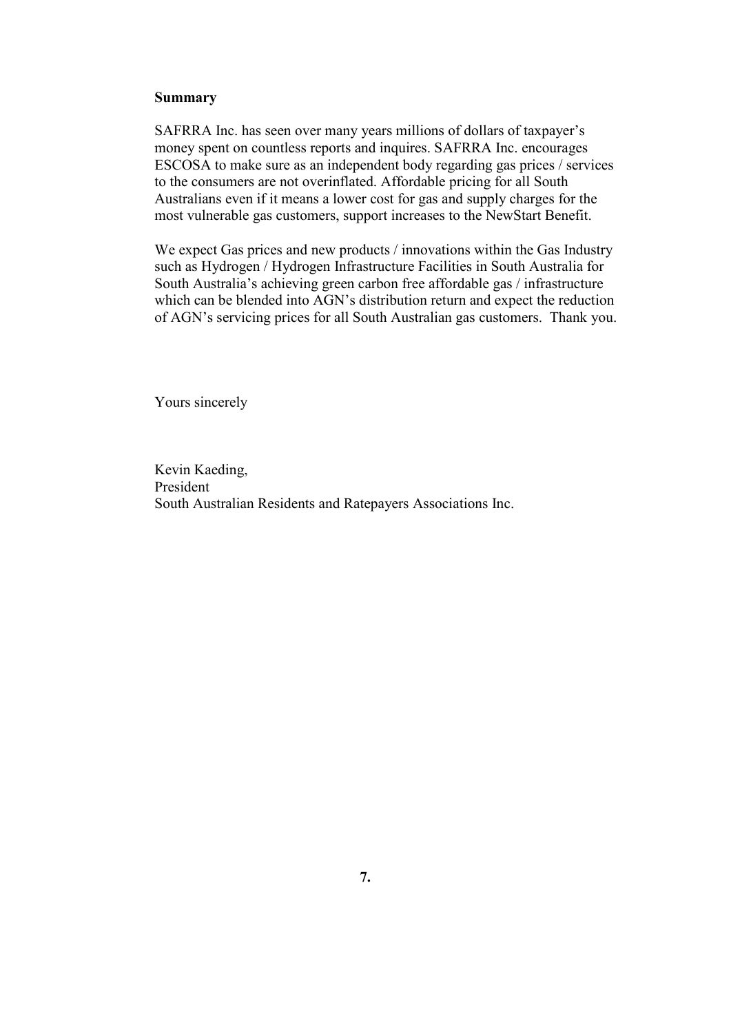**Summary**

SAFRRA Inc. has seen over many years millions of dollars of taxpayer's money spent on countless reports and inquires. SAFRRA Inc. encourages ESCOSA to make sure as an independent body regarding gas prices / services to the consumers are not overinflated. Affordable pricing for all South Australians even if it means a lower cost for gas and supply charges for the most vulnerable gas customers, support increases to the NewStart Benefit.

We expect Gas prices and new products / innovations within the Gas Industry such as Hydrogen / Hydrogen Infrastructure Facilities in South Australia for South Australia's achieving green carbon free affordable gas / infrastructure which can be blended into AGN's distribution return and expect the reduction of AGN's servicing prices for all South Australian gas customers. Thank you.

Yours sincerely

Kevin Kaeding,
President
South Australian Residents and Ratepayers Associations Inc.